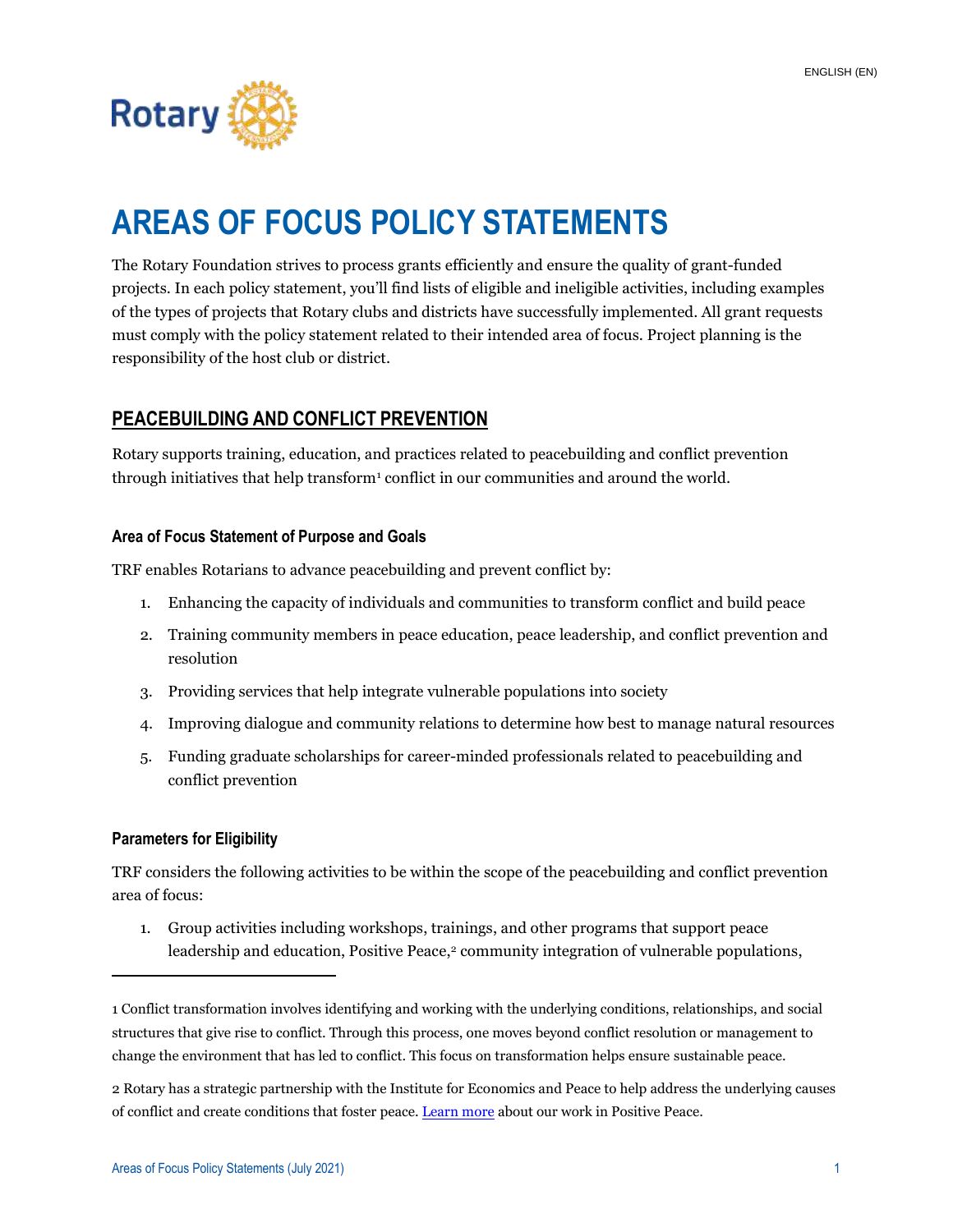ENGLISH (EN)

# AREAS OF FOCUS POLICY STATEMENTS

The Rotary Foundation strives to process grants efficiently and ensure the quality of grant-funded projects. In each policy statement, you'll find lists of eligible and ineligible activities, including examples of the types of projects that Rotary clubs and districts have successfully implemented. All grant requests must comply with the policy statement related to their intended area of focus. Project planning is the responsibility of the host club or district.

## PEACEBUILDING AND CONFLICT PREVENTION

Rotary supports training, education, and practices related to peacebuilding and conflict prevention through initiatives that help transform[1] conflict in our communities and around the world.

### Area of Focus Statement of Purpose and Goals

TRF enables Rotarians to advance peacebuilding and prevent conflict by:

1. Enhancing the capacity of individuals and communities to transform conflict and build peace
2. Training community members in peace education, peace leadership, and conflict prevention and resolution
3. Providing services that help integrate vulnerable populations into society
4. Improving dialogue and community relations to determine how best to manage natural resources
5. Funding graduate scholarships for career-minded professionals related to peacebuilding and conflict prevention

### Parameters for Eligibility

TRF considers the following activities to be within the scope of the peacebuilding and conflict prevention area of focus:

1. Group activities including workshops, trainings, and other programs that support peace leadership and education, Positive Peace,[2] community integration of vulnerable populations,

---

1 Conflict transformation involves identifying and working with the underlying conditions, relationships, and social structures that give rise to conflict. Through this process, one moves beyond conflict resolution or management to change the environment that has led to conflict. This focus on transformation helps ensure sustainable peace.

2 Rotary has a strategic partnership with the Institute for Economics and Peace to help address the underlying causes of conflict and create conditions that foster peace. Learn more about our work in Positive Peace.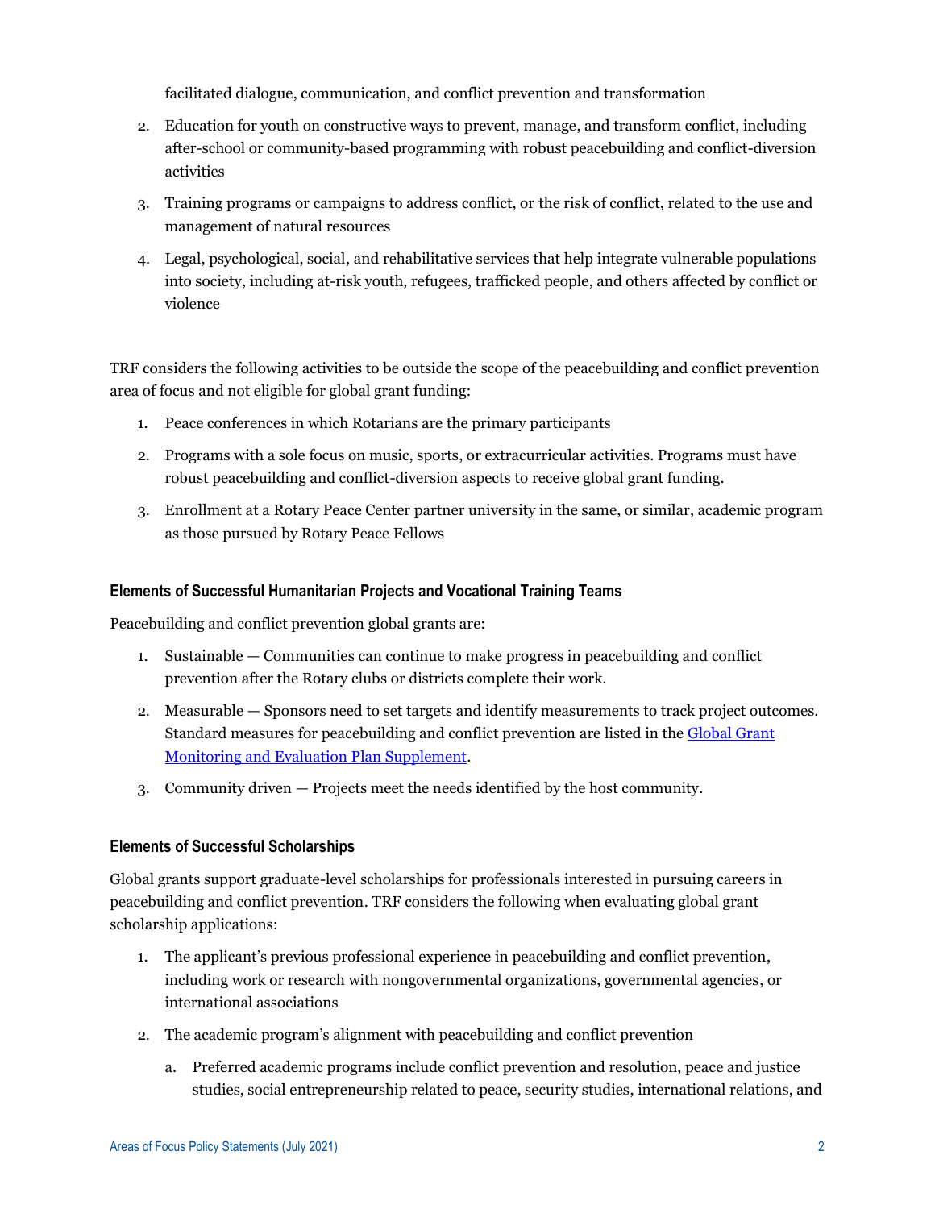facilitated dialogue, communication, and conflict prevention and transformation

2. Education for youth on constructive ways to prevent, manage, and transform conflict, including after-school or community-based programming with robust peacebuilding and conflict-diversion activities
3. Training programs or campaigns to address conflict, or the risk of conflict, related to the use and management of natural resources
4. Legal, psychological, social, and rehabilitative services that help integrate vulnerable populations into society, including at-risk youth, refugees, trafficked people, and others affected by conflict or violence

TRF considers the following activities to be outside the scope of the peacebuilding and conflict prevention area of focus and not eligible for global grant funding:

1. Peace conferences in which Rotarians are the primary participants
2. Programs with a sole focus on music, sports, or extracurricular activities. Programs must have robust peacebuilding and conflict-diversion aspects to receive global grant funding.
3. Enrollment at a Rotary Peace Center partner university in the same, or similar, academic program as those pursued by Rotary Peace Fellows

#### Elements of Successful Humanitarian Projects and Vocational Training Teams

Peacebuilding and conflict prevention global grants are:

1. Sustainable — Communities can continue to make progress in peacebuilding and conflict prevention after the Rotary clubs or districts complete their work.
2. Measurable — Sponsors need to set targets and identify measurements to track project outcomes. Standard measures for peacebuilding and conflict prevention are listed in the [Global Grant Monitoring and Evaluation Plan Supplement]().
3. Community driven — Projects meet the needs identified by the host community.

#### Elements of Successful Scholarships

Global grants support graduate-level scholarships for professionals interested in pursuing careers in peacebuilding and conflict prevention. TRF considers the following when evaluating global grant scholarship applications:

1. The applicant's previous professional experience in peacebuilding and conflict prevention, including work or research with nongovernmental organizations, governmental agencies, or international associations
2. The academic program's alignment with peacebuilding and conflict prevention
   a. Preferred academic programs include conflict prevention and resolution, peace and justice studies, social entrepreneurship related to peace, security studies, international relations, and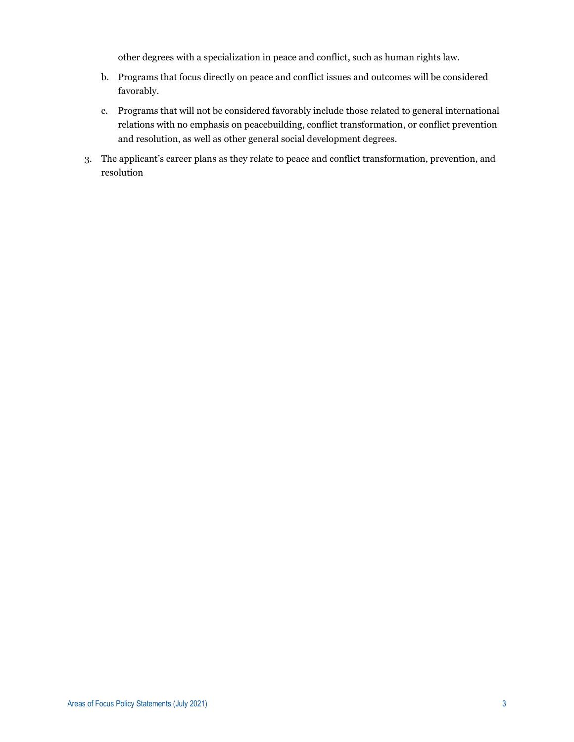other degrees with a specialization in peace and conflict, such as human rights law.

b. Programs that focus directly on peace and conflict issues and outcomes will be considered favorably.

c. Programs that will not be considered favorably include those related to general international relations with no emphasis on peacebuilding, conflict transformation, or conflict prevention and resolution, as well as other general social development degrees.

3. The applicant's career plans as they relate to peace and conflict transformation, prevention, and resolution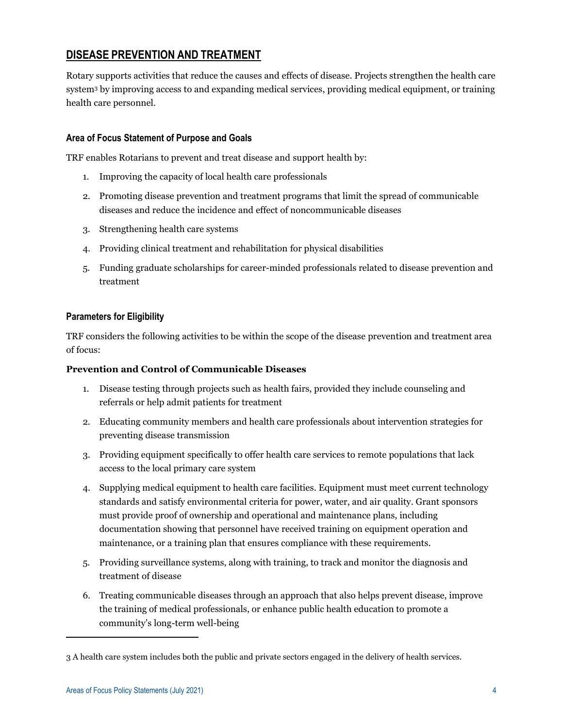## DISEASE PREVENTION AND TREATMENT

Rotary supports activities that reduce the causes and effects of disease. Projects strengthen the health care system[3] by improving access to and expanding medical services, providing medical equipment, or training health care personnel.

### Area of Focus Statement of Purpose and Goals

TRF enables Rotarians to prevent and treat disease and support health by:

1. Improving the capacity of local health care professionals
2. Promoting disease prevention and treatment programs that limit the spread of communicable diseases and reduce the incidence and effect of noncommunicable diseases
3. Strengthening health care systems
4. Providing clinical treatment and rehabilitation for physical disabilities
5. Funding graduate scholarships for career-minded professionals related to disease prevention and treatment

### Parameters for Eligibility

TRF considers the following activities to be within the scope of the disease prevention and treatment area of focus:

**Prevention and Control of Communicable Diseases**

1. Disease testing through projects such as health fairs, provided they include counseling and referrals or help admit patients for treatment
2. Educating community members and health care professionals about intervention strategies for preventing disease transmission
3. Providing equipment specifically to offer health care services to remote populations that lack access to the local primary care system
4. Supplying medical equipment to health care facilities. Equipment must meet current technology standards and satisfy environmental criteria for power, water, and air quality. Grant sponsors must provide proof of ownership and operational and maintenance plans, including documentation showing that personnel have received training on equipment operation and maintenance, or a training plan that ensures compliance with these requirements.
5. Providing surveillance systems, along with training, to track and monitor the diagnosis and treatment of disease
6. Treating communicable diseases through an approach that also helps prevent disease, improve the training of medical professionals, or enhance public health education to promote a community's long-term well-being

---

[3] A health care system includes both the public and private sectors engaged in the delivery of health services.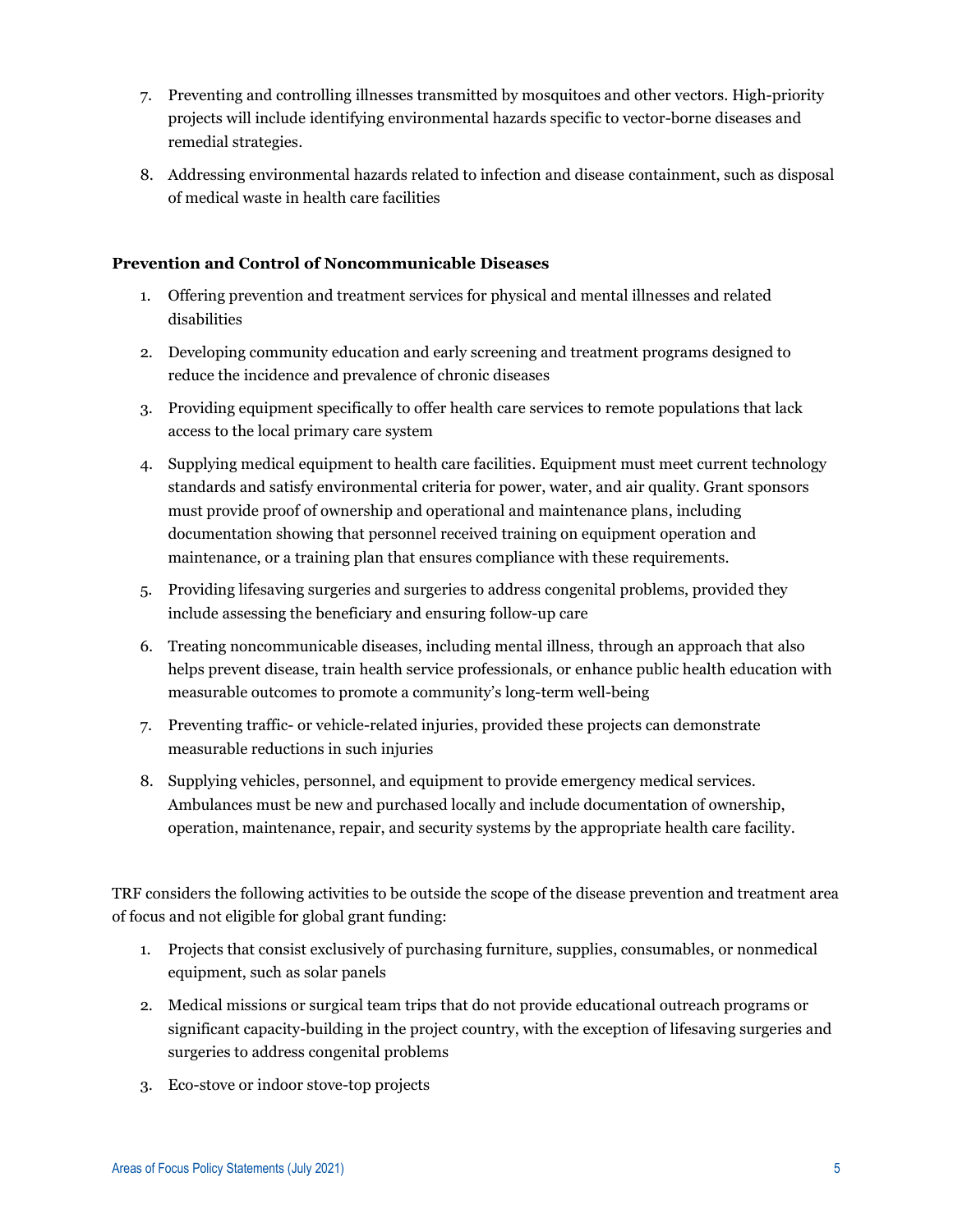7. Preventing and controlling illnesses transmitted by mosquitoes and other vectors. High-priority projects will include identifying environmental hazards specific to vector-borne diseases and remedial strategies.
8. Addressing environmental hazards related to infection and disease containment, such as disposal of medical waste in health care facilities

**Prevention and Control of Noncommunicable Diseases**

1. Offering prevention and treatment services for physical and mental illnesses and related disabilities
2. Developing community education and early screening and treatment programs designed to reduce the incidence and prevalence of chronic diseases
3. Providing equipment specifically to offer health care services to remote populations that lack access to the local primary care system
4. Supplying medical equipment to health care facilities. Equipment must meet current technology standards and satisfy environmental criteria for power, water, and air quality. Grant sponsors must provide proof of ownership and operational and maintenance plans, including documentation showing that personnel received training on equipment operation and maintenance, or a training plan that ensures compliance with these requirements.
5. Providing lifesaving surgeries and surgeries to address congenital problems, provided they include assessing the beneficiary and ensuring follow-up care
6. Treating noncommunicable diseases, including mental illness, through an approach that also helps prevent disease, train health service professionals, or enhance public health education with measurable outcomes to promote a community's long-term well-being
7. Preventing traffic- or vehicle-related injuries, provided these projects can demonstrate measurable reductions in such injuries
8. Supplying vehicles, personnel, and equipment to provide emergency medical services. Ambulances must be new and purchased locally and include documentation of ownership, operation, maintenance, repair, and security systems by the appropriate health care facility.

TRF considers the following activities to be outside the scope of the disease prevention and treatment area of focus and not eligible for global grant funding:

1. Projects that consist exclusively of purchasing furniture, supplies, consumables, or nonmedical equipment, such as solar panels
2. Medical missions or surgical team trips that do not provide educational outreach programs or significant capacity-building in the project country, with the exception of lifesaving surgeries and surgeries to address congenital problems
3. Eco-stove or indoor stove-top projects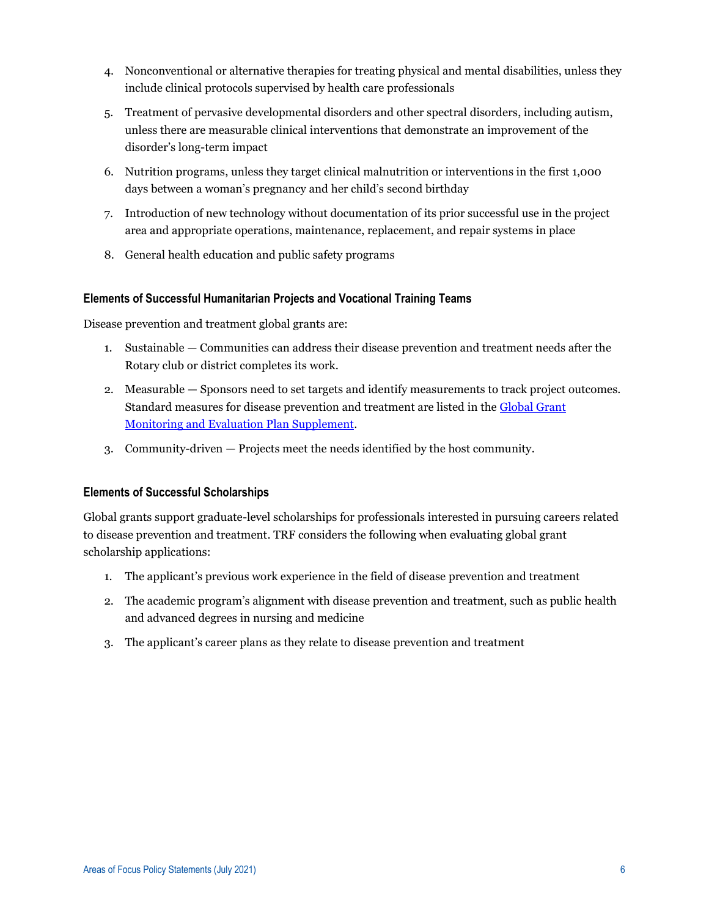4. Nonconventional or alternative therapies for treating physical and mental disabilities, unless they include clinical protocols supervised by health care professionals
5. Treatment of pervasive developmental disorders and other spectral disorders, including autism, unless there are measurable clinical interventions that demonstrate an improvement of the disorder's long-term impact
6. Nutrition programs, unless they target clinical malnutrition or interventions in the first 1,000 days between a woman's pregnancy and her child's second birthday
7. Introduction of new technology without documentation of its prior successful use in the project area and appropriate operations, maintenance, replacement, and repair systems in place
8. General health education and public safety programs

### Elements of Successful Humanitarian Projects and Vocational Training Teams

Disease prevention and treatment global grants are:

1. Sustainable — Communities can address their disease prevention and treatment needs after the Rotary club or district completes its work.
2. Measurable — Sponsors need to set targets and identify measurements to track project outcomes. Standard measures for disease prevention and treatment are listed in the [Global Grant Monitoring and Evaluation Plan Supplement]().
3. Community-driven — Projects meet the needs identified by the host community.

### Elements of Successful Scholarships

Global grants support graduate-level scholarships for professionals interested in pursuing careers related to disease prevention and treatment. TRF considers the following when evaluating global grant scholarship applications:

1. The applicant's previous work experience in the field of disease prevention and treatment
2. The academic program's alignment with disease prevention and treatment, such as public health and advanced degrees in nursing and medicine
3. The applicant's career plans as they relate to disease prevention and treatment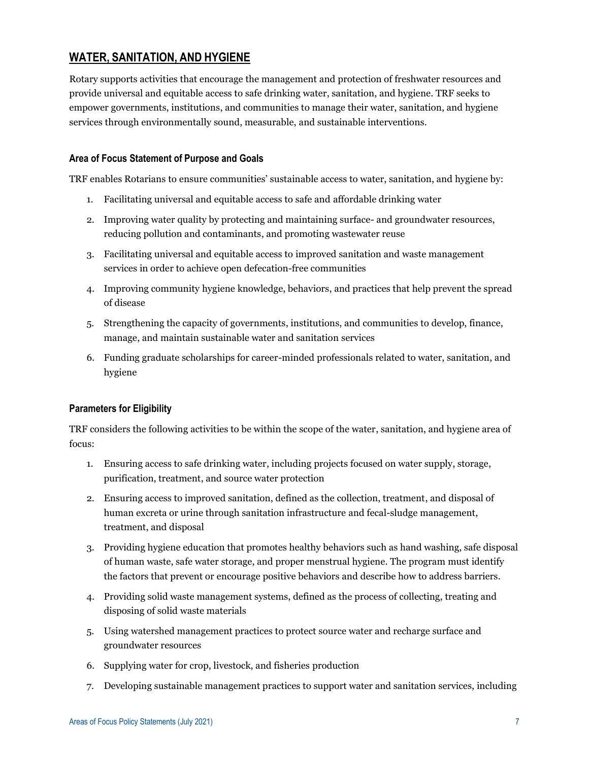## WATER, SANITATION, AND HYGIENE

Rotary supports activities that encourage the management and protection of freshwater resources and provide universal and equitable access to safe drinking water, sanitation, and hygiene. TRF seeks to empower governments, institutions, and communities to manage their water, sanitation, and hygiene services through environmentally sound, measurable, and sustainable interventions.

### Area of Focus Statement of Purpose and Goals

TRF enables Rotarians to ensure communities' sustainable access to water, sanitation, and hygiene by:

1. Facilitating universal and equitable access to safe and affordable drinking water
2. Improving water quality by protecting and maintaining surface- and groundwater resources, reducing pollution and contaminants, and promoting wastewater reuse
3. Facilitating universal and equitable access to improved sanitation and waste management services in order to achieve open defecation-free communities
4. Improving community hygiene knowledge, behaviors, and practices that help prevent the spread of disease
5. Strengthening the capacity of governments, institutions, and communities to develop, finance, manage, and maintain sustainable water and sanitation services
6. Funding graduate scholarships for career-minded professionals related to water, sanitation, and hygiene

### Parameters for Eligibility

TRF considers the following activities to be within the scope of the water, sanitation, and hygiene area of focus:

1. Ensuring access to safe drinking water, including projects focused on water supply, storage, purification, treatment, and source water protection
2. Ensuring access to improved sanitation, defined as the collection, treatment, and disposal of human excreta or urine through sanitation infrastructure and fecal-sludge management, treatment, and disposal
3. Providing hygiene education that promotes healthy behaviors such as hand washing, safe disposal of human waste, safe water storage, and proper menstrual hygiene. The program must identify the factors that prevent or encourage positive behaviors and describe how to address barriers.
4. Providing solid waste management systems, defined as the process of collecting, treating and disposing of solid waste materials
5. Using watershed management practices to protect source water and recharge surface and groundwater resources
6. Supplying water for crop, livestock, and fisheries production
7. Developing sustainable management practices to support water and sanitation services, including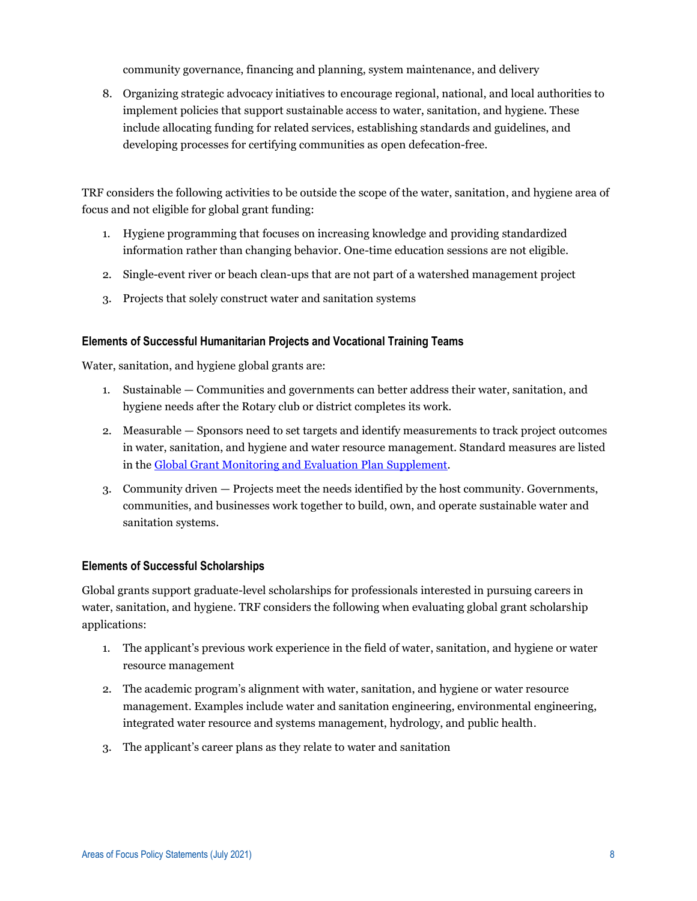community governance, financing and planning, system maintenance, and delivery

8. Organizing strategic advocacy initiatives to encourage regional, national, and local authorities to implement policies that support sustainable access to water, sanitation, and hygiene. These include allocating funding for related services, establishing standards and guidelines, and developing processes for certifying communities as open defecation-free.

TRF considers the following activities to be outside the scope of the water, sanitation, and hygiene area of focus and not eligible for global grant funding:

1. Hygiene programming that focuses on increasing knowledge and providing standardized information rather than changing behavior. One-time education sessions are not eligible.
2. Single-event river or beach clean-ups that are not part of a watershed management project
3. Projects that solely construct water and sanitation systems

### Elements of Successful Humanitarian Projects and Vocational Training Teams

Water, sanitation, and hygiene global grants are:

1. Sustainable — Communities and governments can better address their water, sanitation, and hygiene needs after the Rotary club or district completes its work.
2. Measurable — Sponsors need to set targets and identify measurements to track project outcomes in water, sanitation, and hygiene and water resource management. Standard measures are listed in the Global Grant Monitoring and Evaluation Plan Supplement.
3. Community driven — Projects meet the needs identified by the host community. Governments, communities, and businesses work together to build, own, and operate sustainable water and sanitation systems.

### Elements of Successful Scholarships

Global grants support graduate-level scholarships for professionals interested in pursuing careers in water, sanitation, and hygiene. TRF considers the following when evaluating global grant scholarship applications:

1. The applicant's previous work experience in the field of water, sanitation, and hygiene or water resource management
2. The academic program's alignment with water, sanitation, and hygiene or water resource management. Examples include water and sanitation engineering, environmental engineering, integrated water resource and systems management, hydrology, and public health.
3. The applicant's career plans as they relate to water and sanitation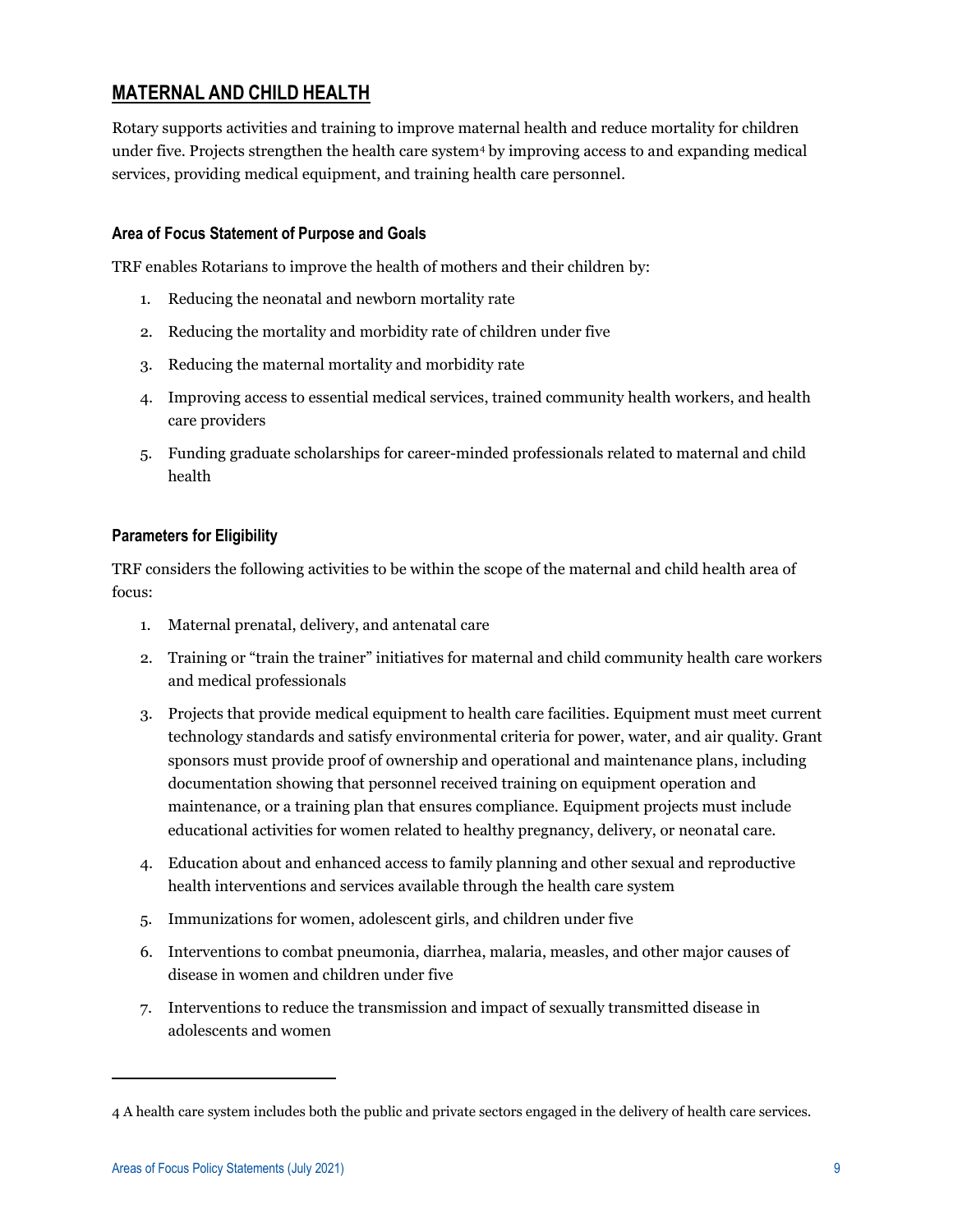## MATERNAL AND CHILD HEALTH

Rotary supports activities and training to improve maternal health and reduce mortality for children under five. Projects strengthen the health care system[4] by improving access to and expanding medical services, providing medical equipment, and training health care personnel.

### Area of Focus Statement of Purpose and Goals

TRF enables Rotarians to improve the health of mothers and their children by:

1. Reducing the neonatal and newborn mortality rate
2. Reducing the mortality and morbidity rate of children under five
3. Reducing the maternal mortality and morbidity rate
4. Improving access to essential medical services, trained community health workers, and health care providers
5. Funding graduate scholarships for career-minded professionals related to maternal and child health

### Parameters for Eligibility

TRF considers the following activities to be within the scope of the maternal and child health area of focus:

1. Maternal prenatal, delivery, and antenatal care
2. Training or "train the trainer" initiatives for maternal and child community health care workers and medical professionals
3. Projects that provide medical equipment to health care facilities. Equipment must meet current technology standards and satisfy environmental criteria for power, water, and air quality. Grant sponsors must provide proof of ownership and operational and maintenance plans, including documentation showing that personnel received training on equipment operation and maintenance, or a training plan that ensures compliance. Equipment projects must include educational activities for women related to healthy pregnancy, delivery, or neonatal care.
4. Education about and enhanced access to family planning and other sexual and reproductive health interventions and services available through the health care system
5. Immunizations for women, adolescent girls, and children under five
6. Interventions to combat pneumonia, diarrhea, malaria, measles, and other major causes of disease in women and children under five
7. Interventions to reduce the transmission and impact of sexually transmitted disease in adolescents and women

---

4 A health care system includes both the public and private sectors engaged in the delivery of health care services.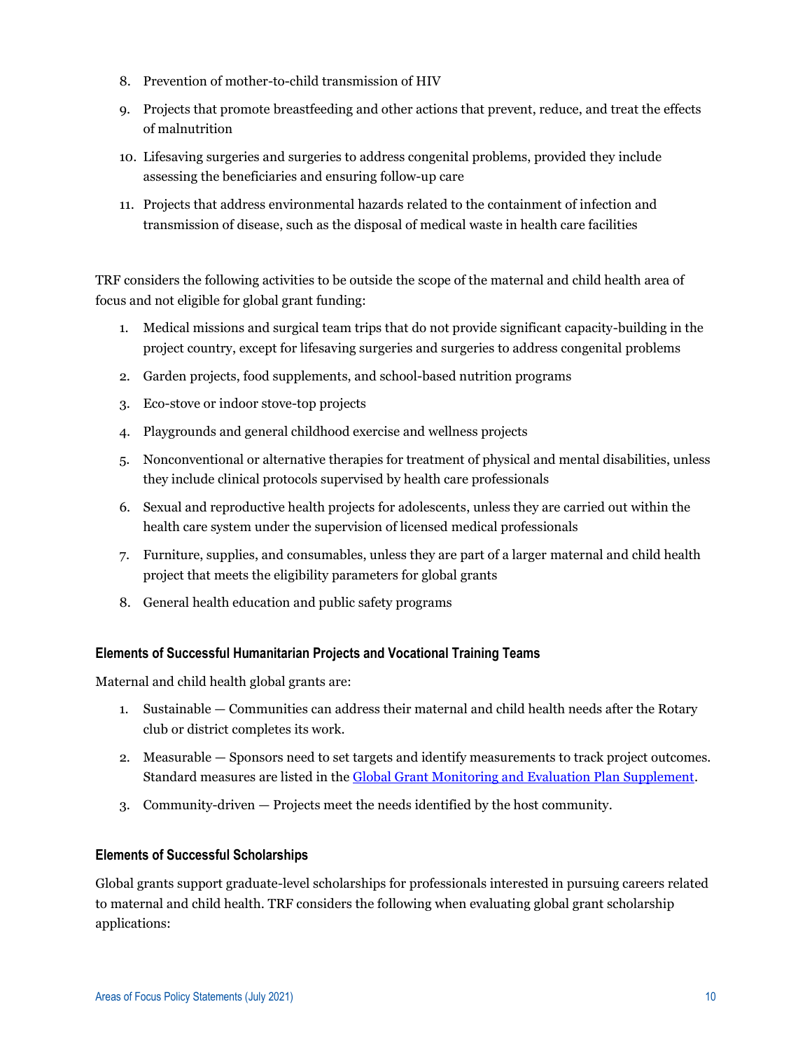8. Prevention of mother-to-child transmission of HIV
9. Projects that promote breastfeeding and other actions that prevent, reduce, and treat the effects of malnutrition
10. Lifesaving surgeries and surgeries to address congenital problems, provided they include assessing the beneficiaries and ensuring follow-up care
11. Projects that address environmental hazards related to the containment of infection and transmission of disease, such as the disposal of medical waste in health care facilities

TRF considers the following activities to be outside the scope of the maternal and child health area of focus and not eligible for global grant funding:

1. Medical missions and surgical team trips that do not provide significant capacity-building in the project country, except for lifesaving surgeries and surgeries to address congenital problems
2. Garden projects, food supplements, and school-based nutrition programs
3. Eco-stove or indoor stove-top projects
4. Playgrounds and general childhood exercise and wellness projects
5. Nonconventional or alternative therapies for treatment of physical and mental disabilities, unless they include clinical protocols supervised by health care professionals
6. Sexual and reproductive health projects for adolescents, unless they are carried out within the health care system under the supervision of licensed medical professionals
7. Furniture, supplies, and consumables, unless they are part of a larger maternal and child health project that meets the eligibility parameters for global grants
8. General health education and public safety programs

#### Elements of Successful Humanitarian Projects and Vocational Training Teams

Maternal and child health global grants are:

1. Sustainable — Communities can address their maternal and child health needs after the Rotary club or district completes its work.
2. Measurable — Sponsors need to set targets and identify measurements to track project outcomes. Standard measures are listed in the [Global Grant Monitoring and Evaluation Plan Supplement](#).
3. Community-driven — Projects meet the needs identified by the host community.

#### Elements of Successful Scholarships

Global grants support graduate-level scholarships for professionals interested in pursuing careers related to maternal and child health. TRF considers the following when evaluating global grant scholarship applications: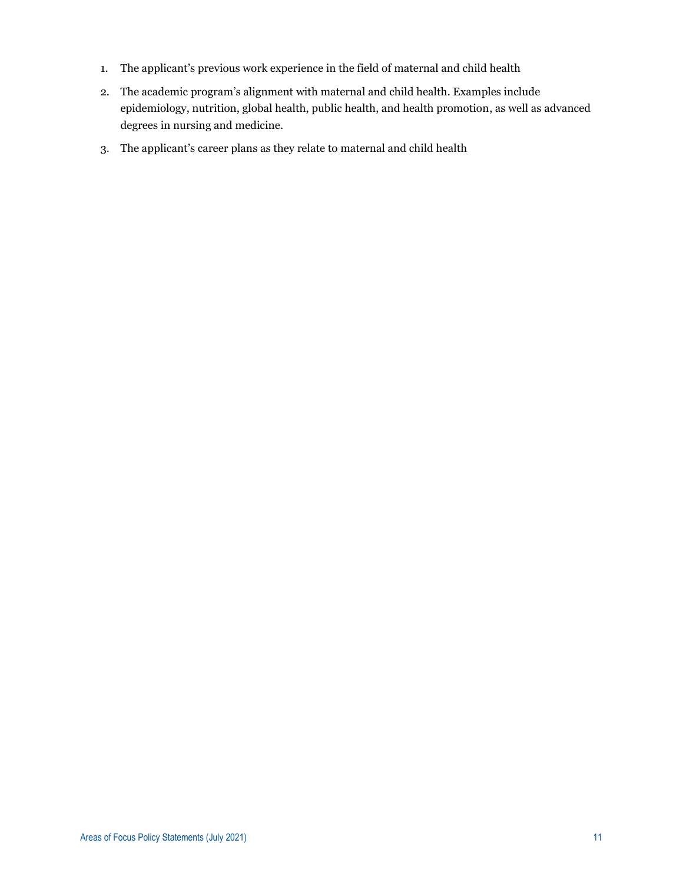1. The applicant's previous work experience in the field of maternal and child health
2. The academic program's alignment with maternal and child health. Examples include epidemiology, nutrition, global health, public health, and health promotion, as well as advanced degrees in nursing and medicine.
3. The applicant's career plans as they relate to maternal and child health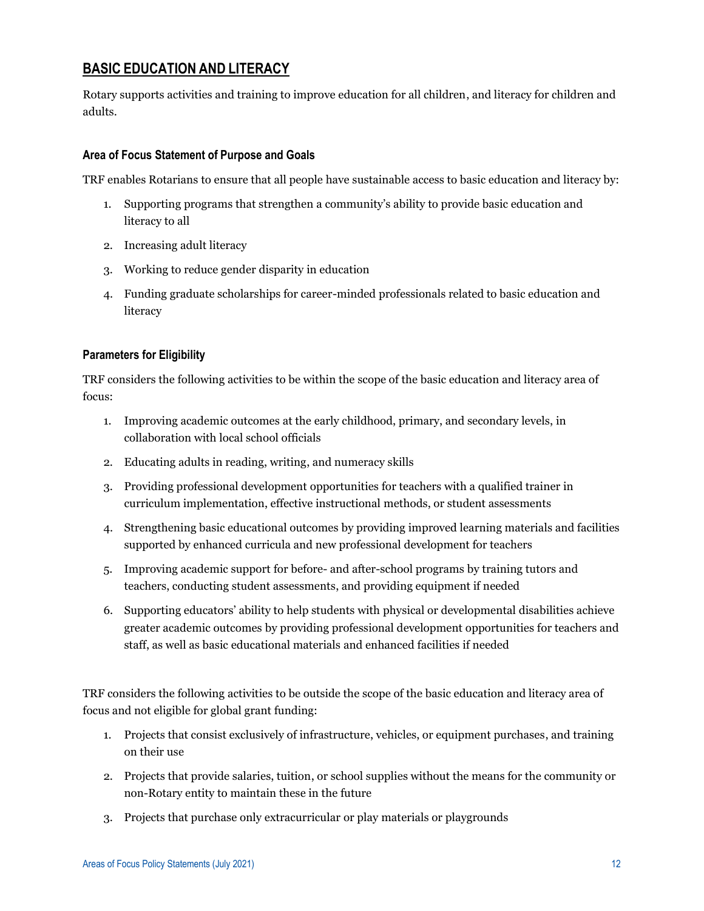## BASIC EDUCATION AND LITERACY

Rotary supports activities and training to improve education for all children, and literacy for children and adults.

### Area of Focus Statement of Purpose and Goals

TRF enables Rotarians to ensure that all people have sustainable access to basic education and literacy by:

1. Supporting programs that strengthen a community's ability to provide basic education and literacy to all
2. Increasing adult literacy
3. Working to reduce gender disparity in education
4. Funding graduate scholarships for career-minded professionals related to basic education and literacy

### Parameters for Eligibility

TRF considers the following activities to be within the scope of the basic education and literacy area of focus:

1. Improving academic outcomes at the early childhood, primary, and secondary levels, in collaboration with local school officials
2. Educating adults in reading, writing, and numeracy skills
3. Providing professional development opportunities for teachers with a qualified trainer in curriculum implementation, effective instructional methods, or student assessments
4. Strengthening basic educational outcomes by providing improved learning materials and facilities supported by enhanced curricula and new professional development for teachers
5. Improving academic support for before- and after-school programs by training tutors and teachers, conducting student assessments, and providing equipment if needed
6. Supporting educators' ability to help students with physical or developmental disabilities achieve greater academic outcomes by providing professional development opportunities for teachers and staff, as well as basic educational materials and enhanced facilities if needed

TRF considers the following activities to be outside the scope of the basic education and literacy area of focus and not eligible for global grant funding:

1. Projects that consist exclusively of infrastructure, vehicles, or equipment purchases, and training on their use
2. Projects that provide salaries, tuition, or school supplies without the means for the community or non-Rotary entity to maintain these in the future
3. Projects that purchase only extracurricular or play materials or playgrounds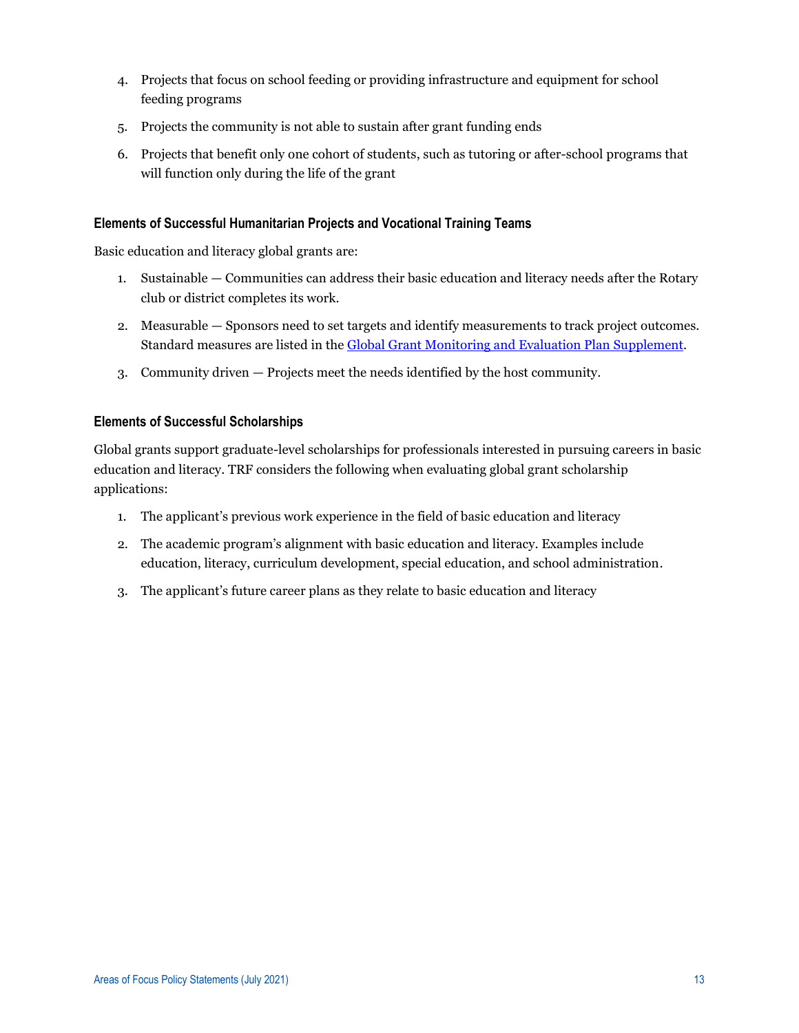4. Projects that focus on school feeding or providing infrastructure and equipment for school feeding programs
5. Projects the community is not able to sustain after grant funding ends
6. Projects that benefit only one cohort of students, such as tutoring or after-school programs that will function only during the life of the grant

#### Elements of Successful Humanitarian Projects and Vocational Training Teams

Basic education and literacy global grants are:

1. Sustainable — Communities can address their basic education and literacy needs after the Rotary club or district completes its work.
2. Measurable — Sponsors need to set targets and identify measurements to track project outcomes. Standard measures are listed in the Global Grant Monitoring and Evaluation Plan Supplement.
3. Community driven — Projects meet the needs identified by the host community.

#### Elements of Successful Scholarships

Global grants support graduate-level scholarships for professionals interested in pursuing careers in basic education and literacy. TRF considers the following when evaluating global grant scholarship applications:

1. The applicant's previous work experience in the field of basic education and literacy
2. The academic program's alignment with basic education and literacy. Examples include education, literacy, curriculum development, special education, and school administration.
3. The applicant's future career plans as they relate to basic education and literacy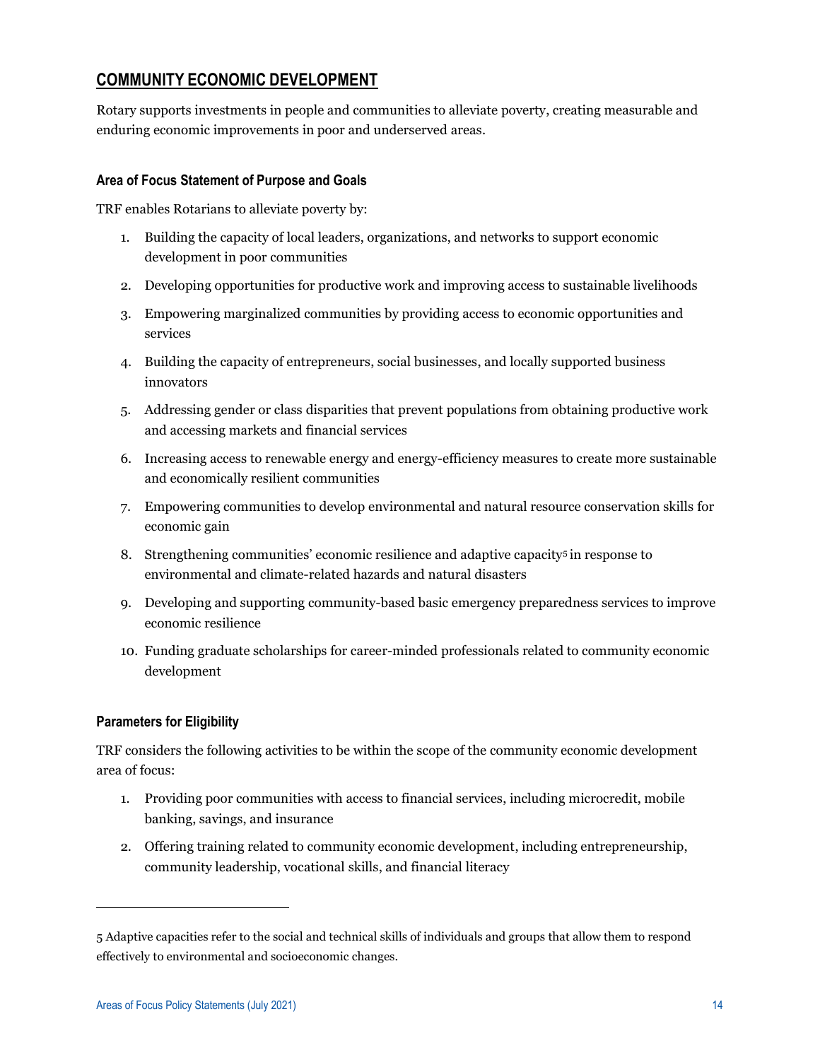## COMMUNITY ECONOMIC DEVELOPMENT

Rotary supports investments in people and communities to alleviate poverty, creating measurable and enduring economic improvements in poor and underserved areas.

### Area of Focus Statement of Purpose and Goals

TRF enables Rotarians to alleviate poverty by:

1. Building the capacity of local leaders, organizations, and networks to support economic development in poor communities
2. Developing opportunities for productive work and improving access to sustainable livelihoods
3. Empowering marginalized communities by providing access to economic opportunities and services
4. Building the capacity of entrepreneurs, social businesses, and locally supported business innovators
5. Addressing gender or class disparities that prevent populations from obtaining productive work and accessing markets and financial services
6. Increasing access to renewable energy and energy-efficiency measures to create more sustainable and economically resilient communities
7. Empowering communities to develop environmental and natural resource conservation skills for economic gain
8. Strengthening communities' economic resilience and adaptive capacity[5] in response to environmental and climate-related hazards and natural disasters
9. Developing and supporting community-based basic emergency preparedness services to improve economic resilience
10. Funding graduate scholarships for career-minded professionals related to community economic development

### Parameters for Eligibility

TRF considers the following activities to be within the scope of the community economic development area of focus:

1. Providing poor communities with access to financial services, including microcredit, mobile banking, savings, and insurance
2. Offering training related to community economic development, including entrepreneurship, community leadership, vocational skills, and financial literacy

---

[5] Adaptive capacities refer to the social and technical skills of individuals and groups that allow them to respond effectively to environmental and socioeconomic changes.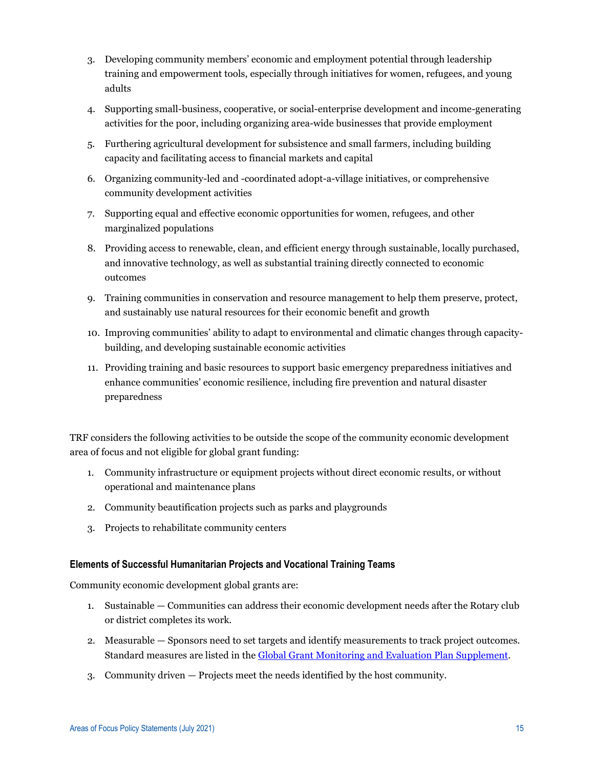3. Developing community members' economic and employment potential through leadership training and empowerment tools, especially through initiatives for women, refugees, and young adults
4. Supporting small-business, cooperative, or social-enterprise development and income-generating activities for the poor, including organizing area-wide businesses that provide employment
5. Furthering agricultural development for subsistence and small farmers, including building capacity and facilitating access to financial markets and capital
6. Organizing community-led and -coordinated adopt-a-village initiatives, or comprehensive community development activities
7. Supporting equal and effective economic opportunities for women, refugees, and other marginalized populations
8. Providing access to renewable, clean, and efficient energy through sustainable, locally purchased, and innovative technology, as well as substantial training directly connected to economic outcomes
9. Training communities in conservation and resource management to help them preserve, protect, and sustainably use natural resources for their economic benefit and growth
10. Improving communities' ability to adapt to environmental and climatic changes through capacity-building, and developing sustainable economic activities
11. Providing training and basic resources to support basic emergency preparedness initiatives and enhance communities' economic resilience, including fire prevention and natural disaster preparedness

TRF considers the following activities to be outside the scope of the community economic development area of focus and not eligible for global grant funding:

1. Community infrastructure or equipment projects without direct economic results, or without operational and maintenance plans
2. Community beautification projects such as parks and playgrounds
3. Projects to rehabilitate community centers

### Elements of Successful Humanitarian Projects and Vocational Training Teams

Community economic development global grants are:

1. Sustainable — Communities can address their economic development needs after the Rotary club or district completes its work.
2. Measurable — Sponsors need to set targets and identify measurements to track project outcomes. Standard measures are listed in the Global Grant Monitoring and Evaluation Plan Supplement.
3. Community driven — Projects meet the needs identified by the host community.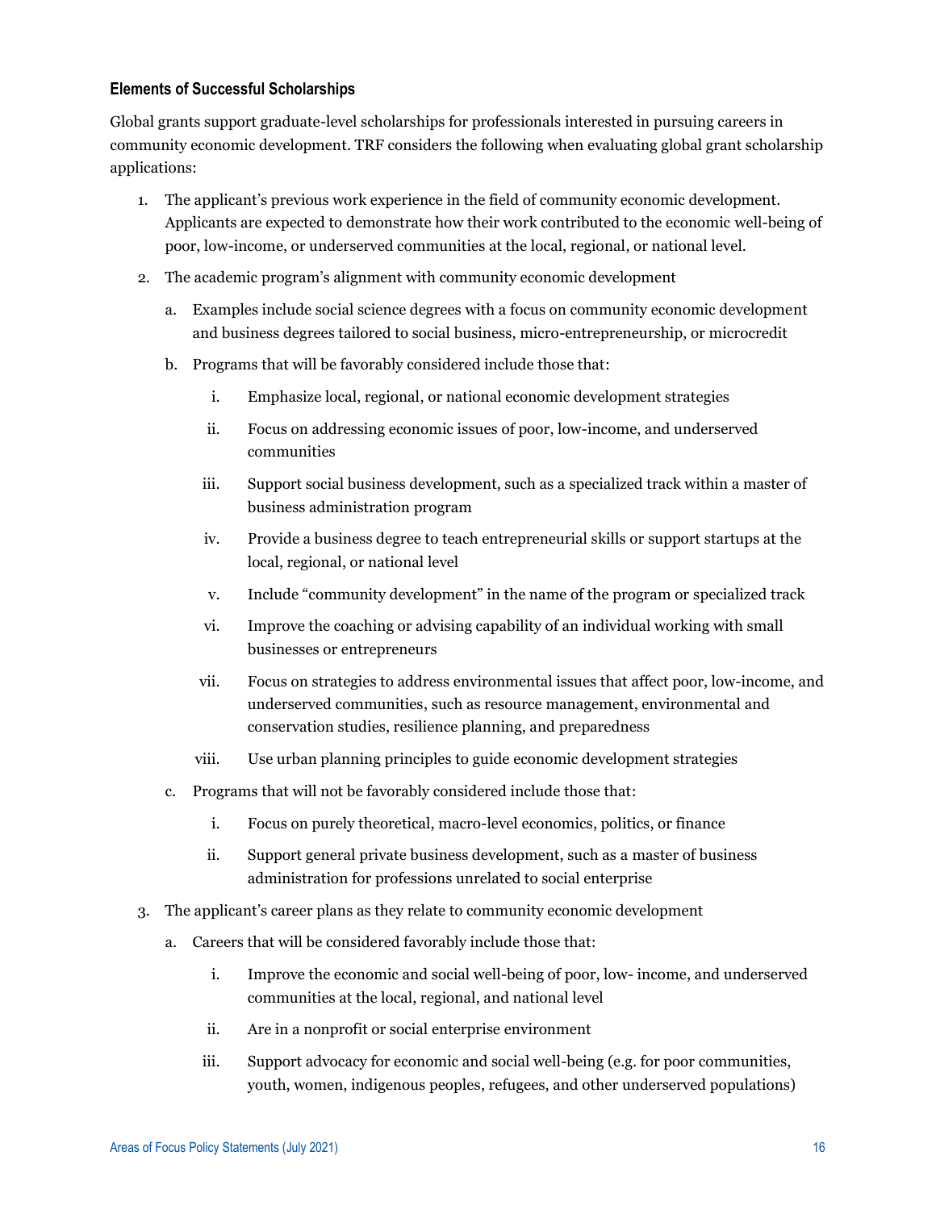### Elements of Successful Scholarships

Global grants support graduate-level scholarships for professionals interested in pursuing careers in community economic development. TRF considers the following when evaluating global grant scholarship applications:

1. The applicant's previous work experience in the field of community economic development. Applicants are expected to demonstrate how their work contributed to the economic well-being of poor, low-income, or underserved communities at the local, regional, or national level.
2. The academic program's alignment with community economic development
   a. Examples include social science degrees with a focus on community economic development and business degrees tailored to social business, micro-entrepreneurship, or microcredit
   b. Programs that will be favorably considered include those that:
      i. Emphasize local, regional, or national economic development strategies
      ii. Focus on addressing economic issues of poor, low-income, and underserved communities
      iii. Support social business development, such as a specialized track within a master of business administration program
      iv. Provide a business degree to teach entrepreneurial skills or support startups at the local, regional, or national level
      v. Include "community development" in the name of the program or specialized track
      vi. Improve the coaching or advising capability of an individual working with small businesses or entrepreneurs
      vii. Focus on strategies to address environmental issues that affect poor, low-income, and underserved communities, such as resource management, environmental and conservation studies, resilience planning, and preparedness
      viii. Use urban planning principles to guide economic development strategies
   c. Programs that will not be favorably considered include those that:
      i. Focus on purely theoretical, macro-level economics, politics, or finance
      ii. Support general private business development, such as a master of business administration for professions unrelated to social enterprise
3. The applicant's career plans as they relate to community economic development
   a. Careers that will be considered favorably include those that:
      i. Improve the economic and social well-being of poor, low- income, and underserved communities at the local, regional, and national level
      ii. Are in a nonprofit or social enterprise environment
      iii. Support advocacy for economic and social well-being (e.g. for poor communities, youth, women, indigenous peoples, refugees, and other underserved populations)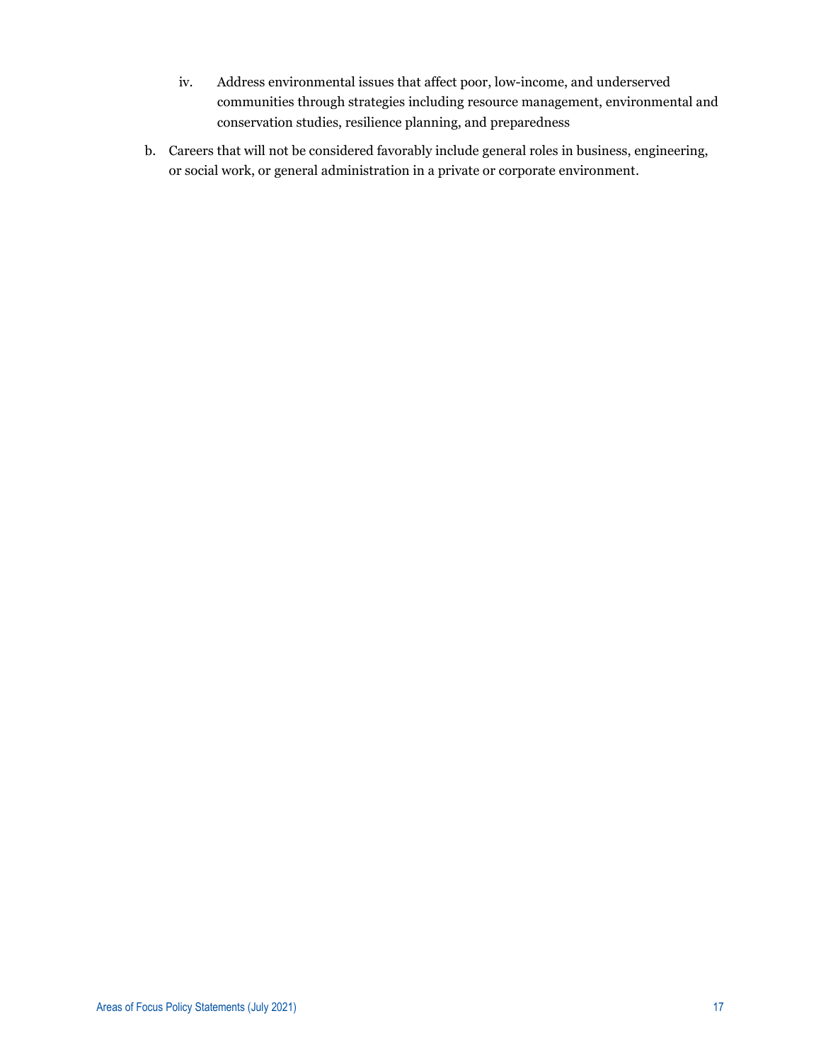iv. Address environmental issues that affect poor, low-income, and underserved communities through strategies including resource management, environmental and conservation studies, resilience planning, and preparedness

b. Careers that will not be considered favorably include general roles in business, engineering, or social work, or general administration in a private or corporate environment.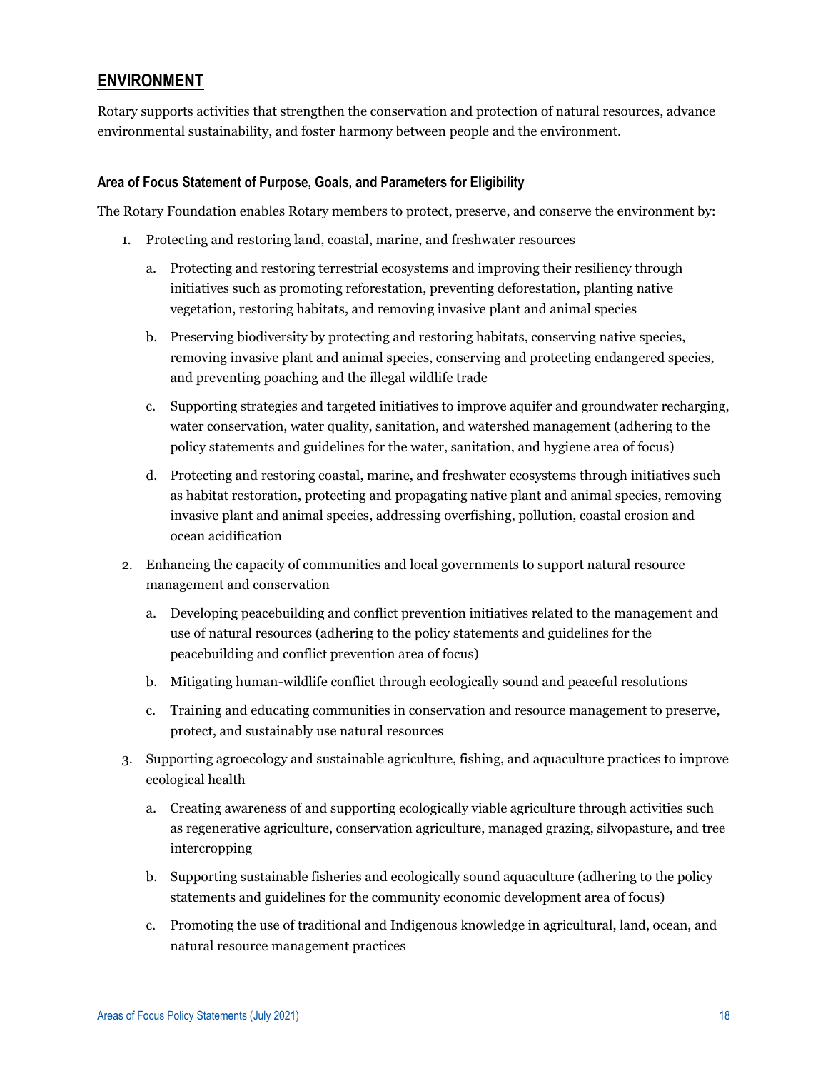## ENVIRONMENT

Rotary supports activities that strengthen the conservation and protection of natural resources, advance environmental sustainability, and foster harmony between people and the environment.

### Area of Focus Statement of Purpose, Goals, and Parameters for Eligibility

The Rotary Foundation enables Rotary members to protect, preserve, and conserve the environment by:

1. Protecting and restoring land, coastal, marine, and freshwater resources
   a. Protecting and restoring terrestrial ecosystems and improving their resiliency through initiatives such as promoting reforestation, preventing deforestation, planting native vegetation, restoring habitats, and removing invasive plant and animal species
   b. Preserving biodiversity by protecting and restoring habitats, conserving native species, removing invasive plant and animal species, conserving and protecting endangered species, and preventing poaching and the illegal wildlife trade
   c. Supporting strategies and targeted initiatives to improve aquifer and groundwater recharging, water conservation, water quality, sanitation, and watershed management (adhering to the policy statements and guidelines for the water, sanitation, and hygiene area of focus)
   d. Protecting and restoring coastal, marine, and freshwater ecosystems through initiatives such as habitat restoration, protecting and propagating native plant and animal species, removing invasive plant and animal species, addressing overfishing, pollution, coastal erosion and ocean acidification
2. Enhancing the capacity of communities and local governments to support natural resource management and conservation
   a. Developing peacebuilding and conflict prevention initiatives related to the management and use of natural resources (adhering to the policy statements and guidelines for the peacebuilding and conflict prevention area of focus)
   b. Mitigating human-wildlife conflict through ecologically sound and peaceful resolutions
   c. Training and educating communities in conservation and resource management to preserve, protect, and sustainably use natural resources
3. Supporting agroecology and sustainable agriculture, fishing, and aquaculture practices to improve ecological health
   a. Creating awareness of and supporting ecologically viable agriculture through activities such as regenerative agriculture, conservation agriculture, managed grazing, silvopasture, and tree intercropping
   b. Supporting sustainable fisheries and ecologically sound aquaculture (adhering to the policy statements and guidelines for the community economic development area of focus)
   c. Promoting the use of traditional and Indigenous knowledge in agricultural, land, ocean, and natural resource management practices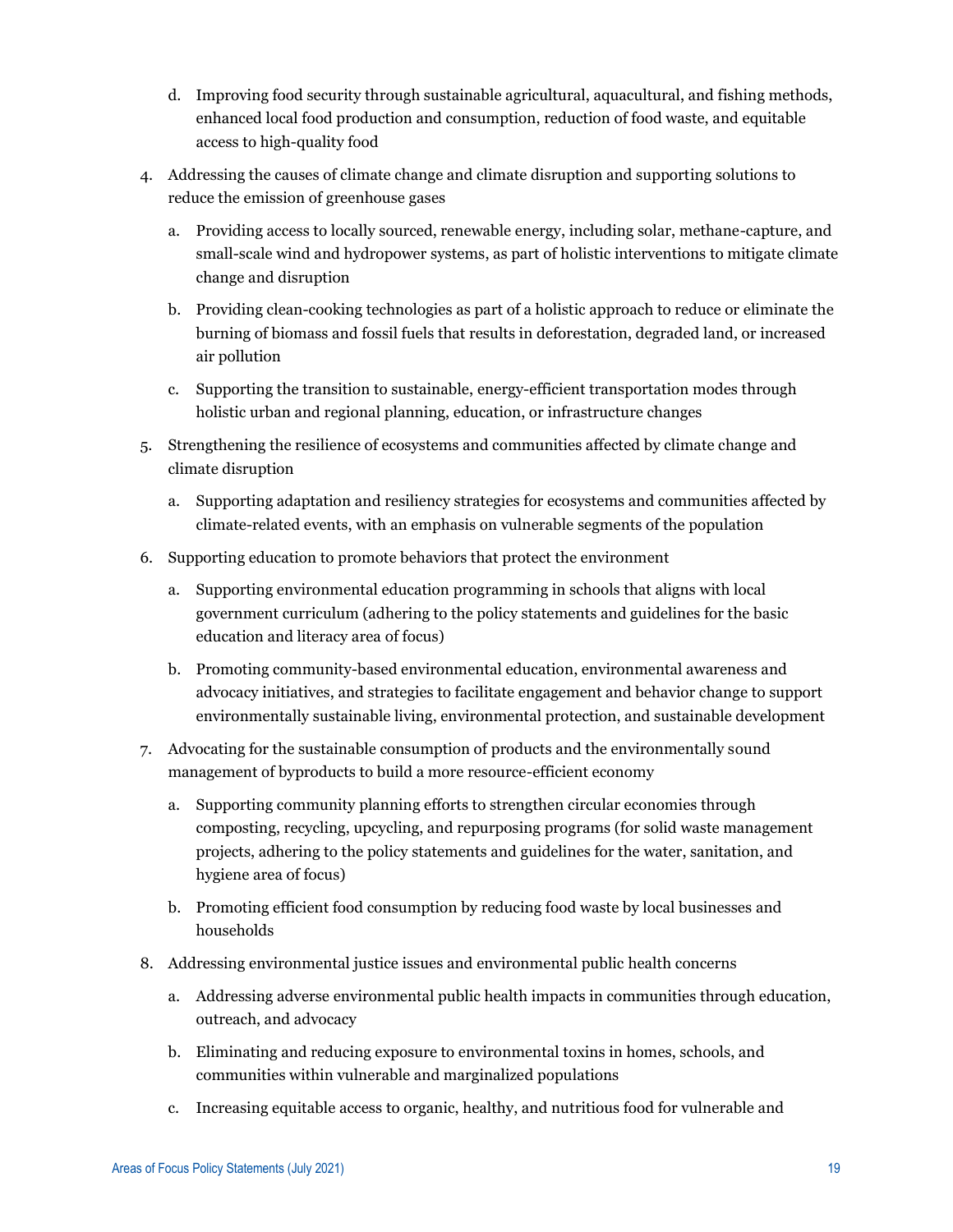d. Improving food security through sustainable agricultural, aquacultural, and fishing methods, enhanced local food production and consumption, reduction of food waste, and equitable access to high-quality food

4. Addressing the causes of climate change and climate disruption and supporting solutions to reduce the emission of greenhouse gases

   a. Providing access to locally sourced, renewable energy, including solar, methane-capture, and small-scale wind and hydropower systems, as part of holistic interventions to mitigate climate change and disruption

   b. Providing clean-cooking technologies as part of a holistic approach to reduce or eliminate the burning of biomass and fossil fuels that results in deforestation, degraded land, or increased air pollution

   c. Supporting the transition to sustainable, energy-efficient transportation modes through holistic urban and regional planning, education, or infrastructure changes

5. Strengthening the resilience of ecosystems and communities affected by climate change and climate disruption

   a. Supporting adaptation and resiliency strategies for ecosystems and communities affected by climate-related events, with an emphasis on vulnerable segments of the population

6. Supporting education to promote behaviors that protect the environment

   a. Supporting environmental education programming in schools that aligns with local government curriculum (adhering to the policy statements and guidelines for the basic education and literacy area of focus)

   b. Promoting community-based environmental education, environmental awareness and advocacy initiatives, and strategies to facilitate engagement and behavior change to support environmentally sustainable living, environmental protection, and sustainable development

7. Advocating for the sustainable consumption of products and the environmentally sound management of byproducts to build a more resource-efficient economy

   a. Supporting community planning efforts to strengthen circular economies through composting, recycling, upcycling, and repurposing programs (for solid waste management projects, adhering to the policy statements and guidelines for the water, sanitation, and hygiene area of focus)

   b. Promoting efficient food consumption by reducing food waste by local businesses and households

8. Addressing environmental justice issues and environmental public health concerns

   a. Addressing adverse environmental public health impacts in communities through education, outreach, and advocacy

   b. Eliminating and reducing exposure to environmental toxins in homes, schools, and communities within vulnerable and marginalized populations

   c. Increasing equitable access to organic, healthy, and nutritious food for vulnerable and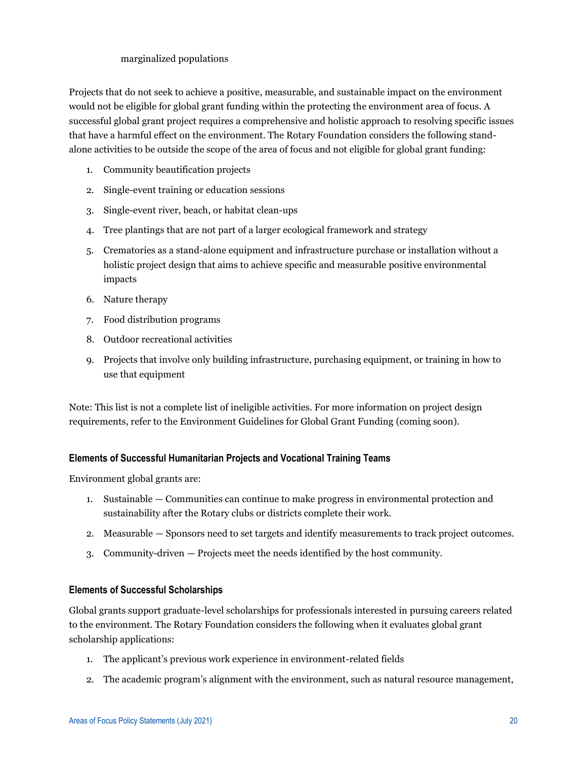marginalized populations

Projects that do not seek to achieve a positive, measurable, and sustainable impact on the environment would not be eligible for global grant funding within the protecting the environment area of focus. A successful global grant project requires a comprehensive and holistic approach to resolving specific issues that have a harmful effect on the environment. The Rotary Foundation considers the following stand-alone activities to be outside the scope of the area of focus and not eligible for global grant funding:

1. Community beautification projects
2. Single-event training or education sessions
3. Single-event river, beach, or habitat clean-ups
4. Tree plantings that are not part of a larger ecological framework and strategy
5. Crematories as a stand-alone equipment and infrastructure purchase or installation without a holistic project design that aims to achieve specific and measurable positive environmental impacts
6. Nature therapy
7. Food distribution programs
8. Outdoor recreational activities
9. Projects that involve only building infrastructure, purchasing equipment, or training in how to use that equipment

Note: This list is not a complete list of ineligible activities. For more information on project design requirements, refer to the Environment Guidelines for Global Grant Funding (coming soon).

### Elements of Successful Humanitarian Projects and Vocational Training Teams

Environment global grants are:

1. Sustainable — Communities can continue to make progress in environmental protection and sustainability after the Rotary clubs or districts complete their work.
2. Measurable — Sponsors need to set targets and identify measurements to track project outcomes.
3. Community-driven — Projects meet the needs identified by the host community.

### Elements of Successful Scholarships

Global grants support graduate-level scholarships for professionals interested in pursuing careers related to the environment. The Rotary Foundation considers the following when it evaluates global grant scholarship applications:

1. The applicant's previous work experience in environment-related fields
2. The academic program's alignment with the environment, such as natural resource management,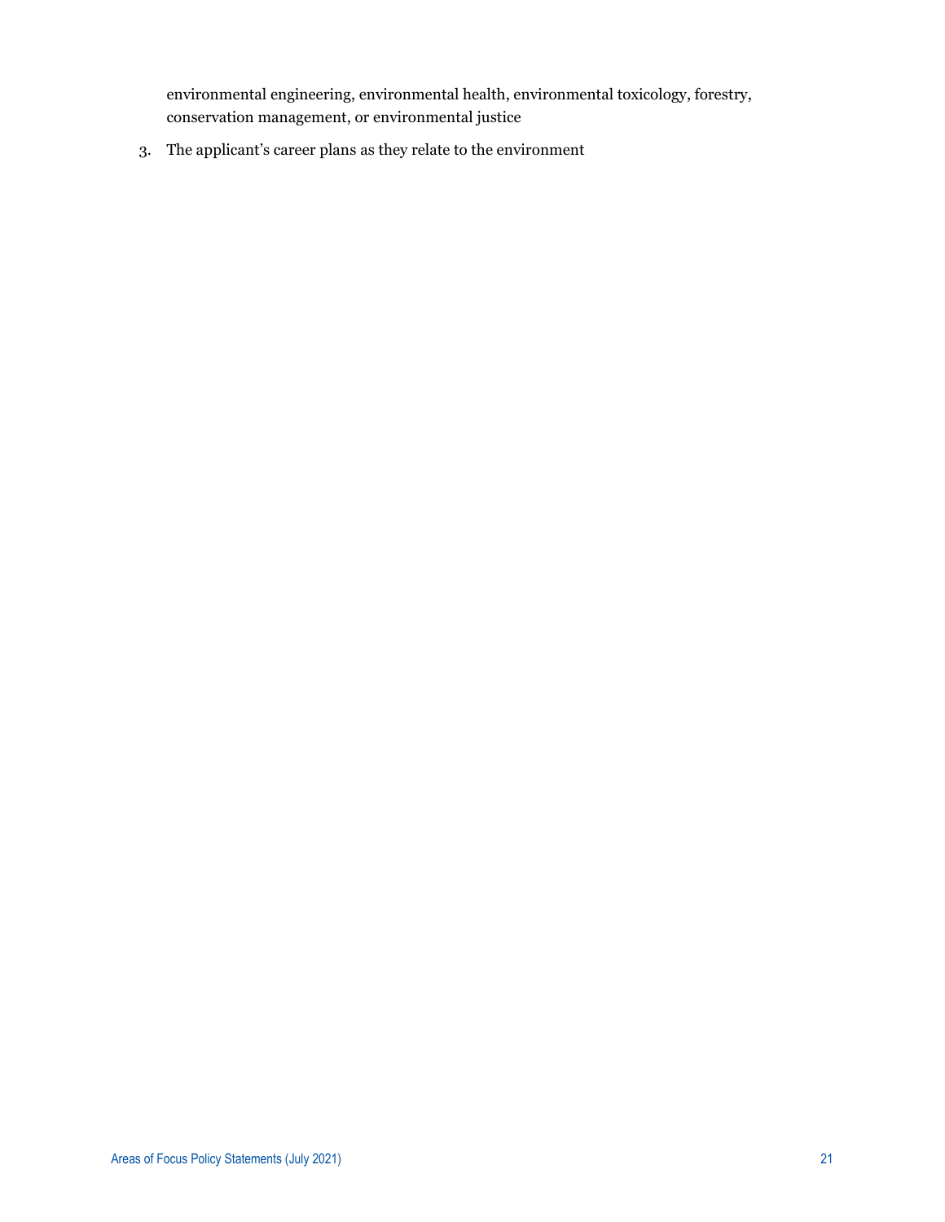environmental engineering, environmental health, environmental toxicology, forestry, conservation management, or environmental justice

3. The applicant's career plans as they relate to the environment